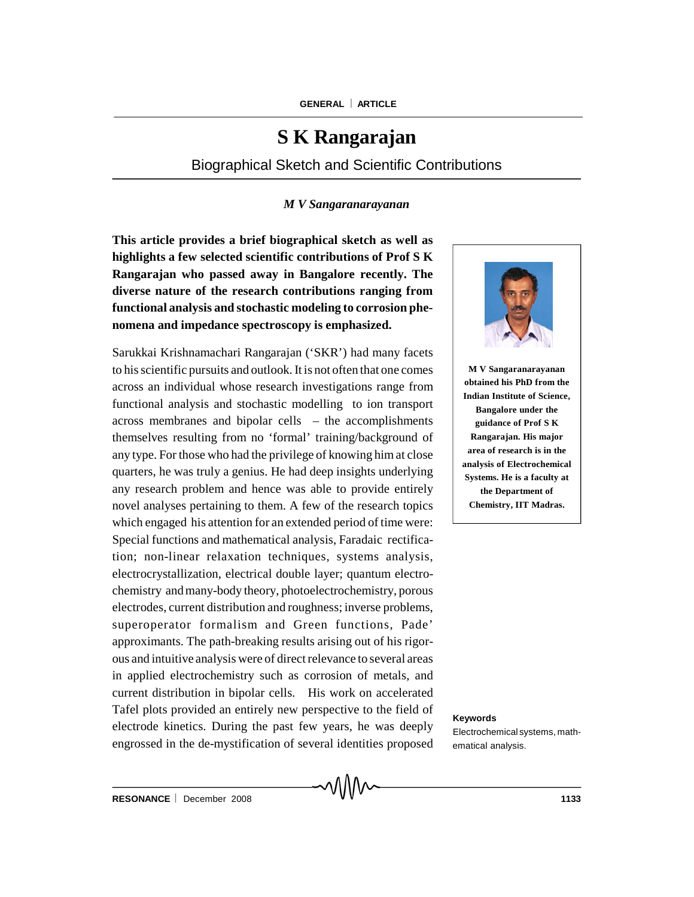# S K Rangarajan

## Biographical Sketch and Scientific Contributions

*M V Sangaranarayanan*

**This article provides a brief biographical sketch as well as highlights a few selected scientific contributions of Prof S K Rangarajan who passed away in Bangalore recently. The diverse nature of the research contributions ranging from functional analysis and stochastic modeling to corrosion phenomena and impedance spectroscopy is emphasized.**

Sarukkai Krishnamachari Rangarajan ('SKR') had many facets to his scientific pursuits and outlook. It is not often that one comes across an individual whose research investigations range from functional analysis and stochastic modelling to ion transport across membranes and bipolar cells – the accomplishments themselves resulting from no 'formal' training/background of any type. For those who had the privilege of knowing him at close quarters, he was truly a genius. He had deep insights underlying any research problem and hence was able to provide entirely novel analyses pertaining to them. A few of the research topics which engaged his attention for an extended period of time were: Special functions and mathematical analysis, Faradaic rectification; non-linear relaxation techniques, systems analysis, electrocrystallization, electrical double layer; quantum electrochemistry and many-body theory, photoelectrochemistry, porous electrodes, current distribution and roughness; inverse problems, superoperator formalism and Green functions, Pade' approximants. The path-breaking results arising out of his rigorous and intuitive analysis were of direct relevance to several areas in applied electrochemistry such as corrosion of metals, and current distribution in bipolar cells. His work on accelerated Tafel plots provided an entirely new perspective to the field of electrode kinetics. During the past few years, he was deeply engrossed in the de-mystification of several identities proposed

**M V Sangaranarayanan obtained his PhD from the Indian Institute of Science, Bangalore under the guidance of Prof S K Rangarajan. His major area of research is in the analysis of Electrochemical Systems. He is a faculty at the Department of Chemistry, IIT Madras.**

**Keywords**

Electrochemical systems, mathematical analysis.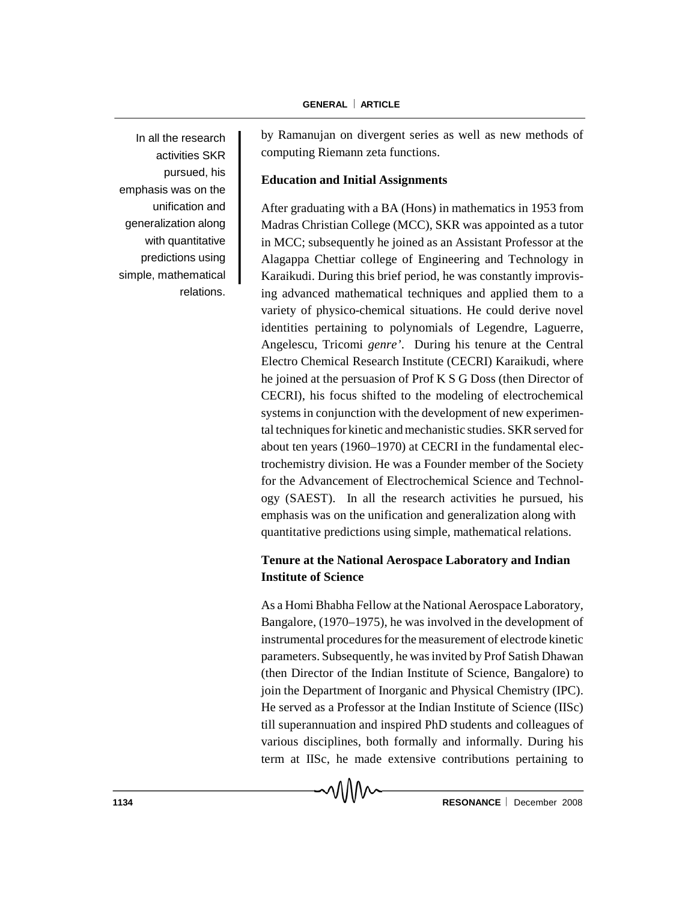In all the research activities SKR pursued, his emphasis was on the unification and generalization along with quantitative predictions using simple, mathematical relations.

by Ramanujan on divergent series as well as new methods of computing Riemann zeta functions.

**Education and Initial Assignments**

After graduating with a BA (Hons) in mathematics in 1953 from Madras Christian College (MCC), SKR was appointed as a tutor in MCC; subsequently he joined as an Assistant Professor at the Alagappa Chettiar college of Engineering and Technology in Karaikudi. During this brief period, he was constantly improvising advanced mathematical techniques and applied them to a variety of physico-chemical situations. He could derive novel identities pertaining to polynomials of Legendre, Laguerre, Angelescu, Tricomi *genre'*. During his tenure at the Central Electro Chemical Research Institute (CECRI) Karaikudi, where he joined at the persuasion of Prof K S G Doss (then Director of CECRI), his focus shifted to the modeling of electrochemical systems in conjunction with the development of new experimental techniques for kinetic and mechanistic studies. SKR served for about ten years (1960–1970) at CECRI in the fundamental electrochemistry division. He was a Founder member of the Society for the Advancement of Electrochemical Science and Technology (SAEST). In all the research activities he pursued, his emphasis was on the unification and generalization along with quantitative predictions using simple, mathematical relations.

**Tenure at the National Aerospace Laboratory and Indian Institute of Science**

As a Homi Bhabha Fellow at the National Aerospace Laboratory, Bangalore, (1970–1975), he was involved in the development of instrumental procedures for the measurement of electrode kinetic parameters. Subsequently, he was invited by Prof Satish Dhawan (then Director of the Indian Institute of Science, Bangalore) to join the Department of Inorganic and Physical Chemistry (IPC). He served as a Professor at the Indian Institute of Science (IISc) till superannuation and inspired PhD students and colleagues of various disciplines, both formally and informally. During his term at IISc, he made extensive contributions pertaining to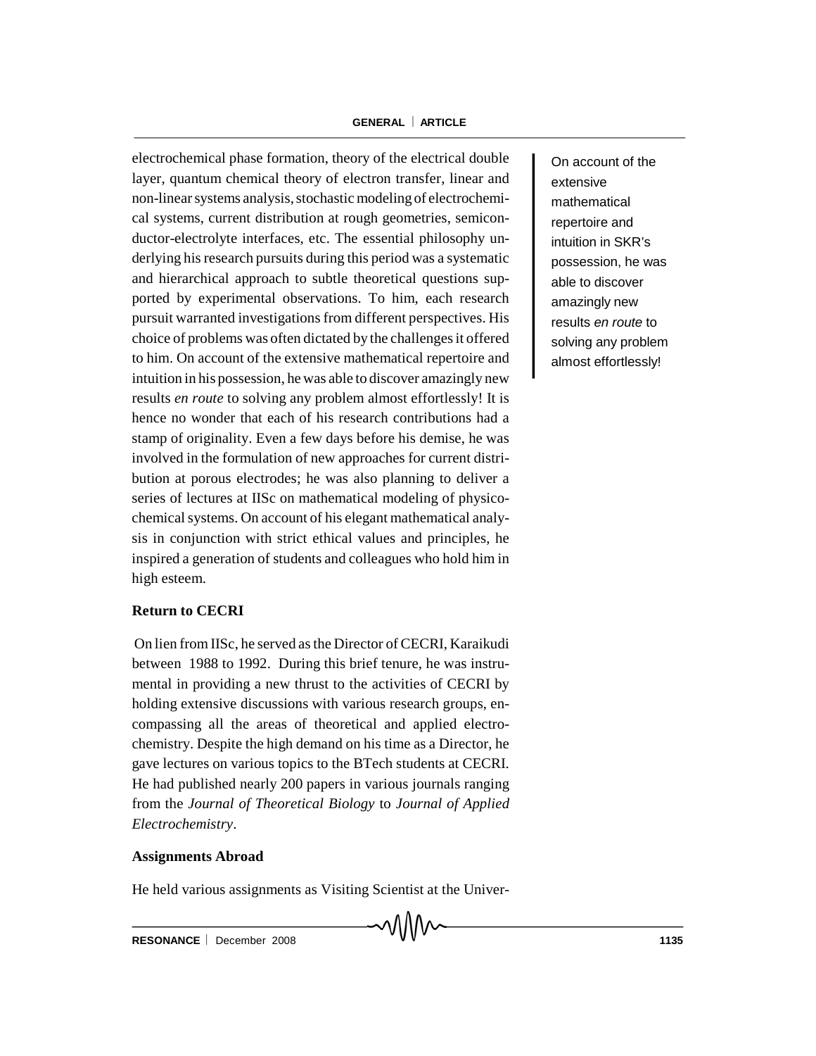electrochemical phase formation, theory of the electrical double layer, quantum chemical theory of electron transfer, linear and non-linear systems analysis, stochastic modeling of electrochemical systems, current distribution at rough geometries, semiconductor-electrolyte interfaces, etc. The essential philosophy underlying his research pursuits during this period was a systematic and hierarchical approach to subtle theoretical questions supported by experimental observations. To him, each research pursuit warranted investigations from different perspectives. His choice of problems was often dictated by the challenges it offered to him. On account of the extensive mathematical repertoire and intuition in his possession, he was able to discover amazingly new results *en route* to solving any problem almost effortlessly! It is hence no wonder that each of his research contributions had a stamp of originality. Even a few days before his demise, he was involved in the formulation of new approaches for current distribution at porous electrodes; he was also planning to deliver a series of lectures at IISc on mathematical modeling of physicochemical systems. On account of his elegant mathematical analysis in conjunction with strict ethical values and principles, he inspired a generation of students and colleagues who hold him in high esteem.

On account of the extensive mathematical repertoire and intuition in SKR's possession, he was able to discover amazingly new results *en route* to solving any problem almost effortlessly!

**Return to CECRI**

On lien from IISc, he served as the Director of CECRI, Karaikudi between 1988 to 1992. During this brief tenure, he was instrumental in providing a new thrust to the activities of CECRI by holding extensive discussions with various research groups, encompassing all the areas of theoretical and applied electrochemistry. Despite the high demand on his time as a Director, he gave lectures on various topics to the BTech students at CECRI. He had published nearly 200 papers in various journals ranging from the *Journal of Theoretical Biology* to *Journal of Applied Electrochemistry*.

**Assignments Abroad**

He held various assignments as Visiting Scientist at the Univer-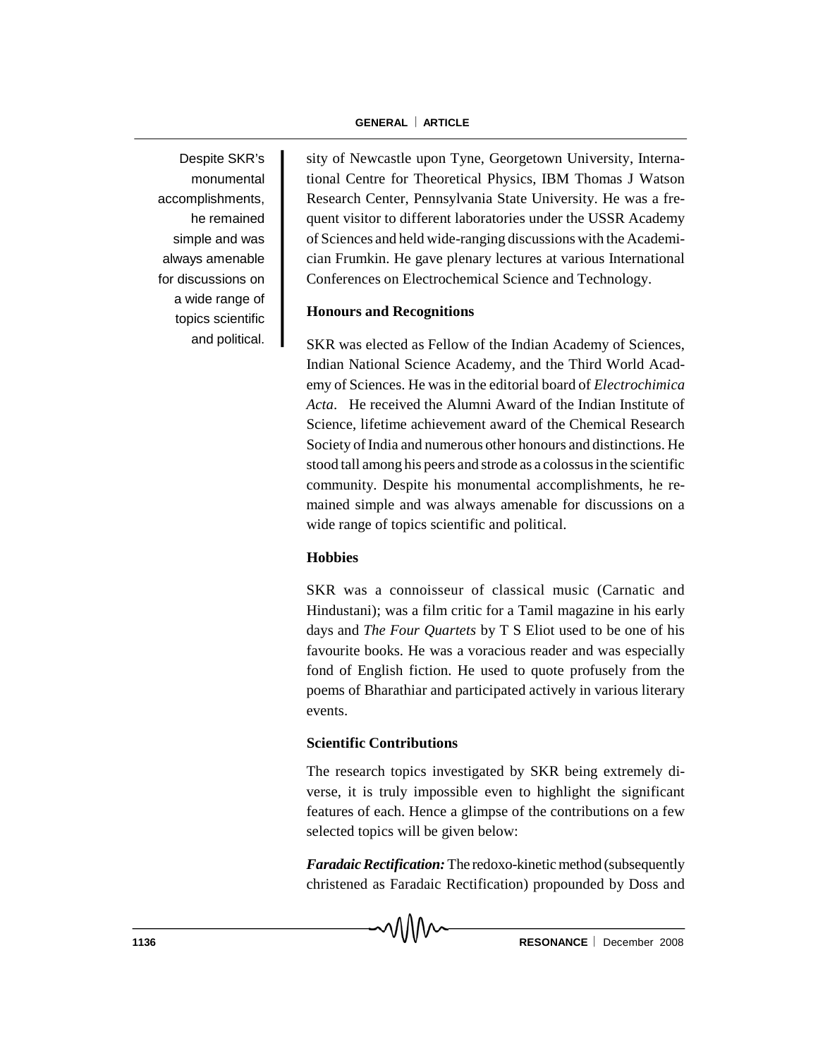Despite SKR's monumental accomplishments, he remained simple and was always amenable for discussions on a wide range of topics scientific and political.

sity of Newcastle upon Tyne, Georgetown University, International Centre for Theoretical Physics, IBM Thomas J Watson Research Center, Pennsylvania State University. He was a frequent visitor to different laboratories under the USSR Academy of Sciences and held wide-ranging discussions with the Academician Frumkin. He gave plenary lectures at various International Conferences on Electrochemical Science and Technology.

**Honours and Recognitions**

SKR was elected as Fellow of the Indian Academy of Sciences, Indian National Science Academy, and the Third World Academy of Sciences. He was in the editorial board of *Electrochimica Acta*. He received the Alumni Award of the Indian Institute of Science, lifetime achievement award of the Chemical Research Society of India and numerous other honours and distinctions. He stood tall among his peers and strode as a colossus in the scientific community. Despite his monumental accomplishments, he remained simple and was always amenable for discussions on a wide range of topics scientific and political.

**Hobbies**

SKR was a connoisseur of classical music (Carnatic and Hindustani); was a film critic for a Tamil magazine in his early days and *The Four Quartets* by T S Eliot used to be one of his favourite books. He was a voracious reader and was especially fond of English fiction. He used to quote profusely from the poems of Bharathiar and participated actively in various literary events.

**Scientific Contributions**

The research topics investigated by SKR being extremely diverse, it is truly impossible even to highlight the significant features of each. Hence a glimpse of the contributions on a few selected topics will be given below:

***Faradaic Rectification:*** The redoxo-kinetic method (subsequently christened as Faradaic Rectification) propounded by Doss and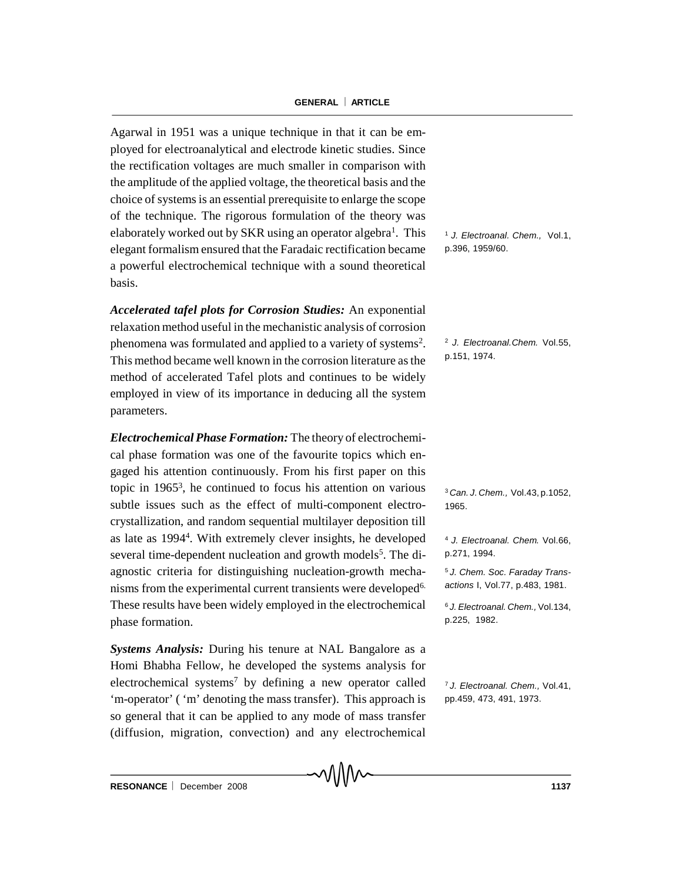Agarwal in 1951 was a unique technique in that it can be employed for electroanalytical and electrode kinetic studies. Since the rectification voltages are much smaller in comparison with the amplitude of the applied voltage, the theoretical basis and the choice of systems is an essential prerequisite to enlarge the scope of the technique. The rigorous formulation of the theory was elaborately worked out by SKR using an operator algebra[1]. This elegant formalism ensured that the Faradaic rectification became a powerful electrochemical technique with a sound theoretical basis.

[1] *J. Electroanal. Chem.,* Vol.1, p.396, 1959/60.

***Accelerated tafel plots for Corrosion Studies:*** An exponential relaxation method useful in the mechanistic analysis of corrosion phenomena was formulated and applied to a variety of systems[2]. This method became well known in the corrosion literature as the method of accelerated Tafel plots and continues to be widely employed in view of its importance in deducing all the system parameters.

[2] *J. Electroanal.Chem.* Vol.55, p.151, 1974.

***Electrochemical Phase Formation:*** The theory of electrochemical phase formation was one of the favourite topics which engaged his attention continuously. From his first paper on this topic in 1965[3], he continued to focus his attention on various subtle issues such as the effect of multi-component electrocrystallization, and random sequential multilayer deposition till as late as 1994[4]. With extremely clever insights, he developed several time-dependent nucleation and growth models[5]. The diagnostic criteria for distinguishing nucleation-growth mechanisms from the experimental current transients were developed[6]. These results have been widely employed in the electrochemical phase formation.

[3] *Can. J. Chem.,* Vol.43, p.1052, 1965.

[4] *J. Electroanal. Chem.* Vol.66, p.271, 1994.

[5] *J. Chem. Soc. Faraday Transactions* I, Vol.77, p.483, 1981.

[6] *J. Electroanal. Chem.,* Vol.134, p.225, 1982.

***Systems Analysis:*** During his tenure at NAL Bangalore as a Homi Bhabha Fellow, he developed the systems analysis for electrochemical systems[7] by defining a new operator called 'm-operator' ( 'm' denoting the mass transfer). This approach is so general that it can be applied to any mode of mass transfer (diffusion, migration, convection) and any electrochemical

[7] *J. Electroanal. Chem.,* Vol.41, pp.459, 473, 491, 1973.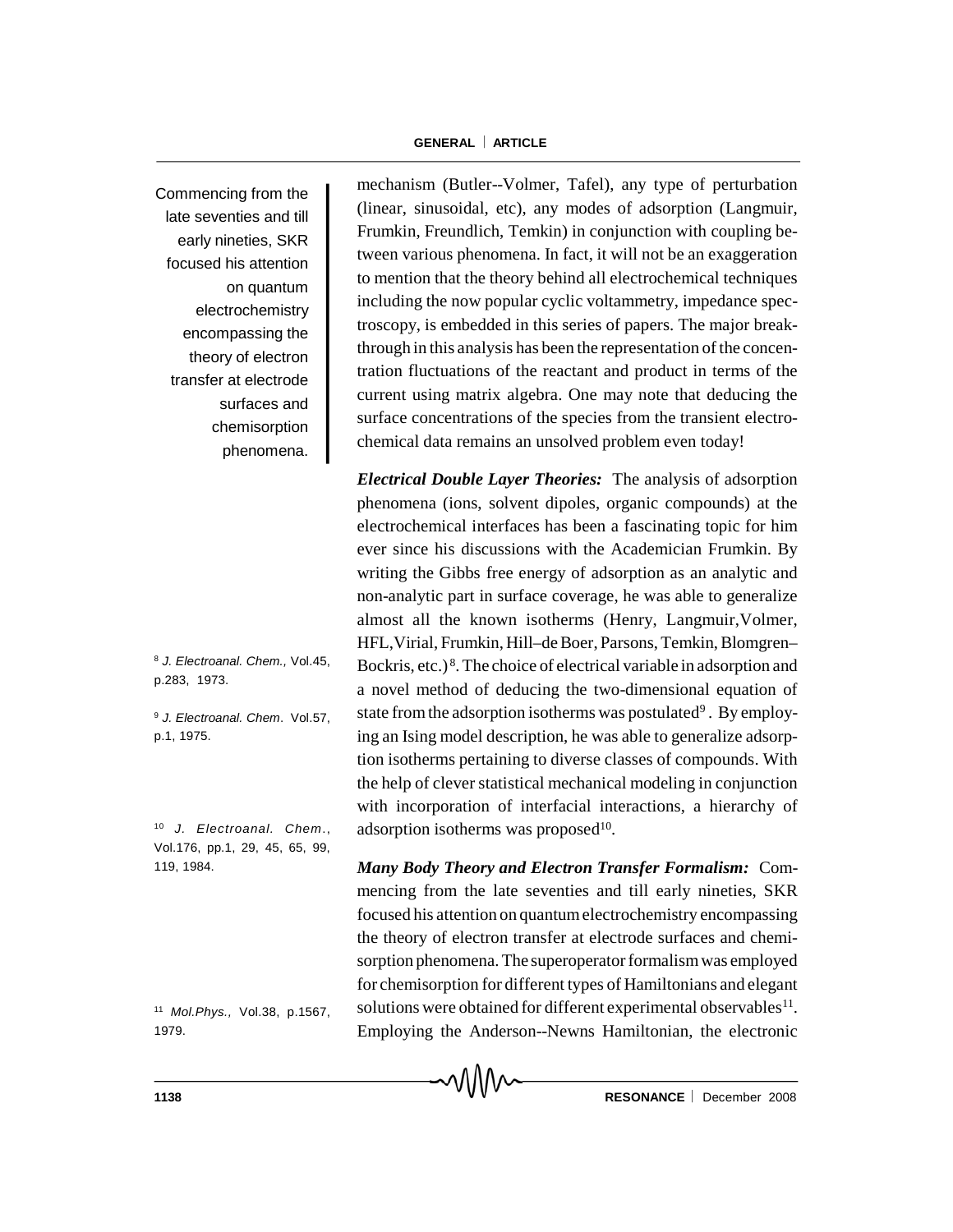mechanism (Butler--Volmer, Tafel), any type of perturbation (linear, sinusoidal, etc), any modes of adsorption (Langmuir, Frumkin, Freundlich, Temkin) in conjunction with coupling between various phenomena. In fact, it will not be an exaggeration to mention that the theory behind all electrochemical techniques including the now popular cyclic voltammetry, impedance spectroscopy, is embedded in this series of papers. The major breakthrough in this analysis has been the representation of the concentration fluctuations of the reactant and product in terms of the current using matrix algebra. One may note that deducing the surface concentrations of the species from the transient electrochemical data remains an unsolved problem even today!

***Electrical Double Layer Theories:*** The analysis of adsorption phenomena (ions, solvent dipoles, organic compounds) at the electrochemical interfaces has been a fascinating topic for him ever since his discussions with the Academician Frumkin. By writing the Gibbs free energy of adsorption as an analytic and non-analytic part in surface coverage, he was able to generalize almost all the known isotherms (Henry, Langmuir,Volmer, HFL,Virial, Frumkin, Hill–de Boer, Parsons, Temkin, Blomgren–Bockris, etc.)[8]. The choice of electrical variable in adsorption and a novel method of deducing the two-dimensional equation of state from the adsorption isotherms was postulated[9]. By employing an Ising model description, he was able to generalize adsorption isotherms pertaining to diverse classes of compounds. With the help of clever statistical mechanical modeling in conjunction with incorporation of interfacial interactions, a hierarchy of adsorption isotherms was proposed[10].

***Many Body Theory and Electron Transfer Formalism:*** Commencing from the late seventies and till early nineties, SKR focused his attention on quantum electrochemistry encompassing the theory of electron transfer at electrode surfaces and chemisorption phenomena. The superoperator formalism was employed for chemisorption for different types of Hamiltonians and elegant solutions were obtained for different experimental observables[11]. Employing the Anderson--Newns Hamiltonian, the electronic

> Commencing from the late seventies and till early nineties, SKR focused his attention on quantum electrochemistry encompassing the theory of electron transfer at electrode surfaces and chemisorption phenomena.

[8] *J. Electroanal. Chem.,* Vol.45, p.283, 1973.

[9] *J. Electroanal. Chem*. Vol.57, p.1, 1975.

[10] *J. Electroanal. Chem*., Vol.176, pp.1, 29, 45, 65, 99, 119, 1984.

[11] *Mol.Phys.,* Vol.38, p.1567, 1979.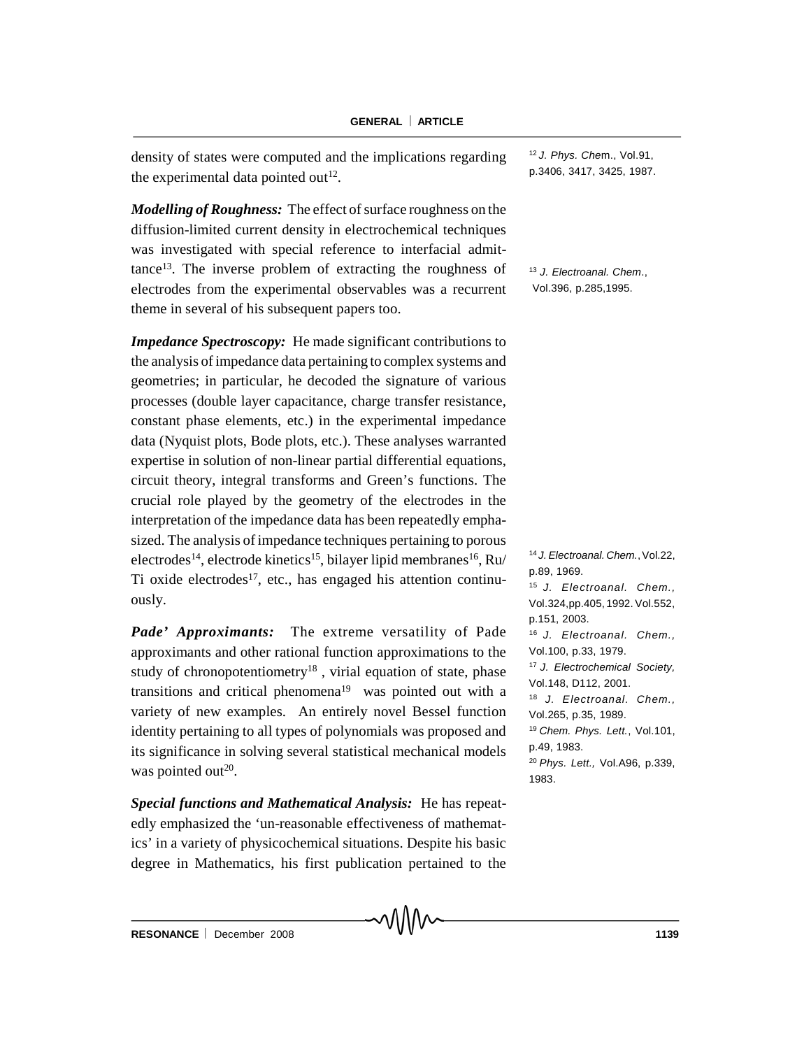density of states were computed and the implications regarding the experimental data pointed out[12].

[12] *J. Phys. Chem.*, Vol.91, p.3406, 3417, 3425, 1987.

***Modelling of Roughness:*** The effect of surface roughness on the diffusion-limited current density in electrochemical techniques was investigated with special reference to interfacial admittance[13]. The inverse problem of extracting the roughness of electrodes from the experimental observables was a recurrent theme in several of his subsequent papers too.

[13] *J. Electroanal. Chem.*, Vol.396, p.285,1995.

***Impedance Spectroscopy:*** He made significant contributions to the analysis of impedance data pertaining to complex systems and geometries; in particular, he decoded the signature of various processes (double layer capacitance, charge transfer resistance, constant phase elements, etc.) in the experimental impedance data (Nyquist plots, Bode plots, etc.). These analyses warranted expertise in solution of non-linear partial differential equations, circuit theory, integral transforms and Green's functions. The crucial role played by the geometry of the electrodes in the interpretation of the impedance data has been repeatedly emphasized. The analysis of impedance techniques pertaining to porous electrodes[14], electrode kinetics[15], bilayer lipid membranes[16], Ru/Ti oxide electrodes[17], etc., has engaged his attention continuously.

***Pade' Approximants:*** The extreme versatility of Pade approximants and other rational function approximations to the study of chronopotentiometry[18], virial equation of state, phase transitions and critical phenomena[19] was pointed out with a variety of new examples. An entirely novel Bessel function identity pertaining to all types of polynomials was proposed and its significance in solving several statistical mechanical models was pointed out[20].

[14] *J. Electroanal. Chem.*, Vol.22, p.89, 1969.

[15] *J. Electroanal. Chem.*, Vol.324,pp.405, 1992. Vol.552, p.151, 2003.

[16] *J. Electroanal. Chem.*, Vol.100, p.33, 1979.

[17] *J. Electrochemical Society*, Vol.148, D112, 2001.

[18] *J. Electroanal. Chem.*, Vol.265, p.35, 1989.

[19] *Chem. Phys. Lett.*, Vol.101, p.49, 1983.

[20] *Phys. Lett.*, Vol.A96, p.339, 1983.

***Special functions and Mathematical Analysis:*** He has repeatedly emphasized the 'un-reasonable effectiveness of mathematics' in a variety of physicochemical situations. Despite his basic degree in Mathematics, his first publication pertained to the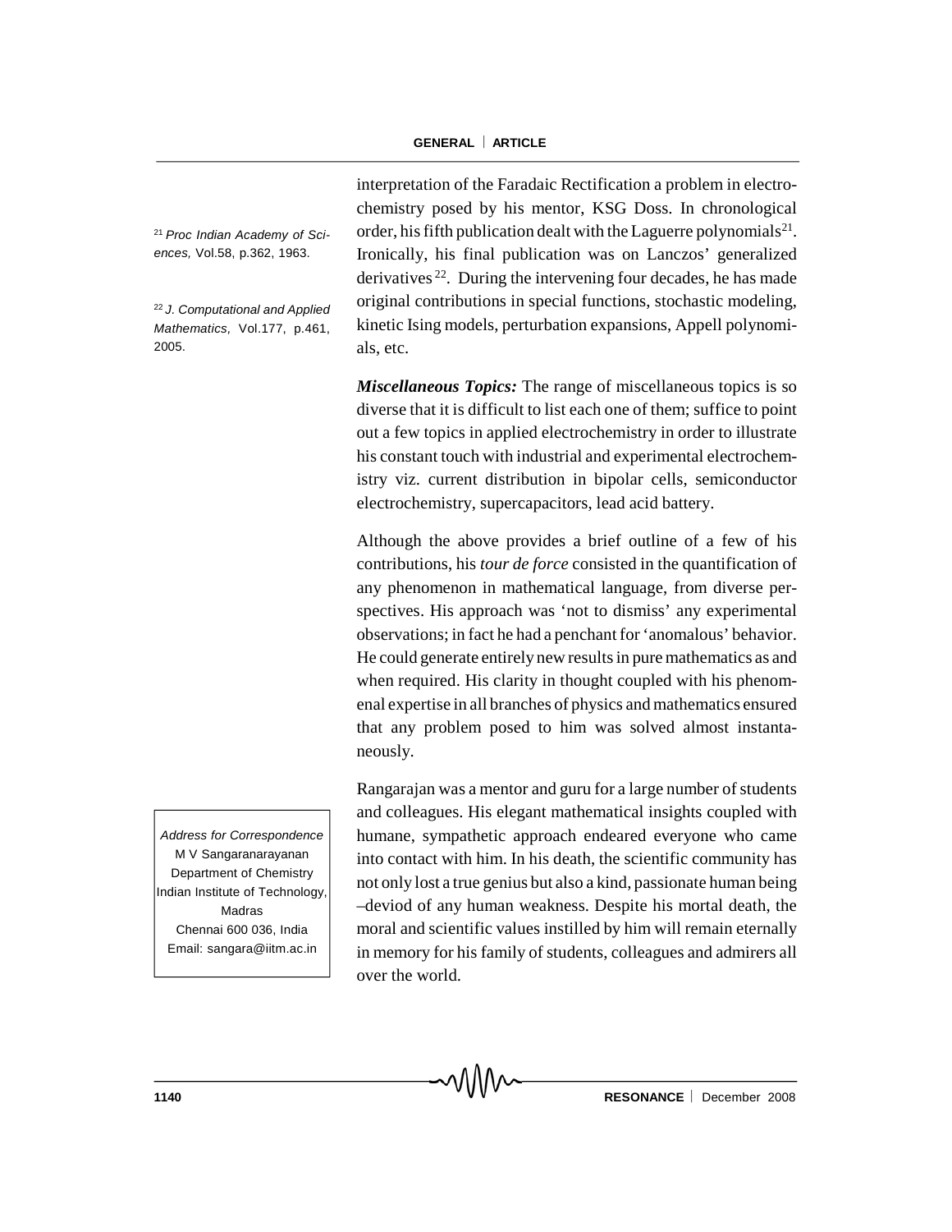interpretation of the Faradaic Rectification a problem in electrochemistry posed by his mentor, KSG Doss. In chronological order, his fifth publication dealt with the Laguerre polynomials[21]. Ironically, his final publication was on Lanczos' generalized derivatives[22]. During the intervening four decades, he has made original contributions in special functions, stochastic modeling, kinetic Ising models, perturbation expansions, Appell polynomials, etc.

[21] *Proc Indian Academy of Sciences,* Vol.58, p.362, 1963.

[22] *J. Computational and Applied Mathematics,* Vol.177, p.461, 2005.

***Miscellaneous Topics:*** The range of miscellaneous topics is so diverse that it is difficult to list each one of them; suffice to point out a few topics in applied electrochemistry in order to illustrate his constant touch with industrial and experimental electrochemistry viz. current distribution in bipolar cells, semiconductor electrochemistry, supercapacitors, lead acid battery.

Although the above provides a brief outline of a few of his contributions, his *tour de force* consisted in the quantification of any phenomenon in mathematical language, from diverse perspectives. His approach was 'not to dismiss' any experimental observations; in fact he had a penchant for 'anomalous' behavior. He could generate entirely new results in pure mathematics as and when required. His clarity in thought coupled with his phenomenal expertise in all branches of physics and mathematics ensured that any problem posed to him was solved almost instantaneously.

Rangarajan was a mentor and guru for a large number of students and colleagues. His elegant mathematical insights coupled with humane, sympathetic approach endeared everyone who came into contact with him. In his death, the scientific community has not only lost a true genius but also a kind, passionate human being –deviod of any human weakness. Despite his mortal death, the moral and scientific values instilled by him will remain eternally in memory for his family of students, colleagues and admirers all over the world.

*Address for Correspondence*
M V Sangaranarayanan
Department of Chemistry
Indian Institute of Technology, Madras
Chennai 600 036, India
Email: sangara@iitm.ac.in